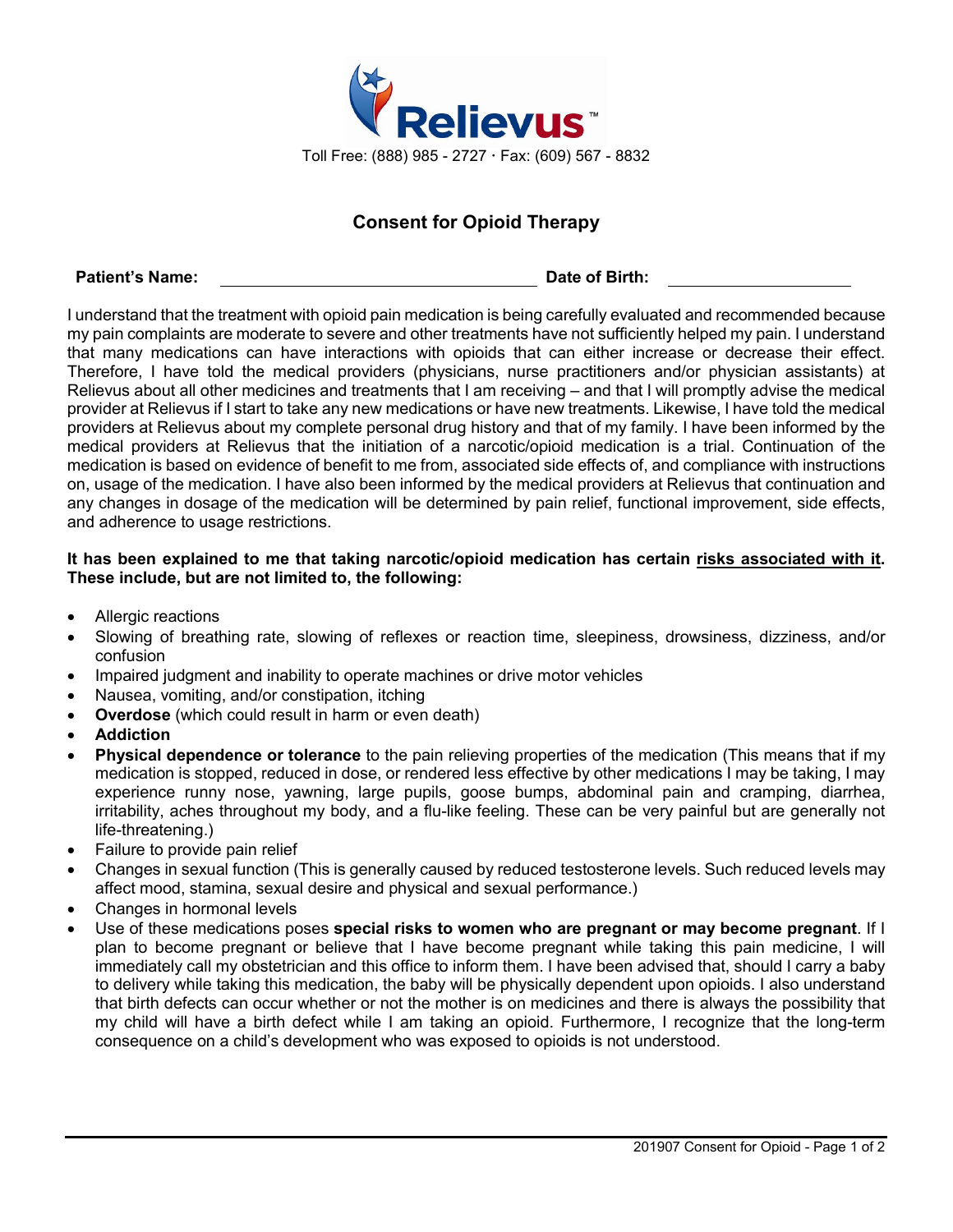Relievus™

Toll Free: (888) 985 - 2727 · Fax: (609) 567 - 8832

# Consent for Opioid Therapy

**Patient's Name:** \_\_\_\_\_\_\_\_\_\_\_\_\_\_\_\_\_\_\_\_\_\_\_\_\_\_\_\_\_\_ **Date of Birth:** \_\_\_\_\_\_\_\_\_\_\_\_\_\_\_\_\_\_\_\_

I understand that the treatment with opioid pain medication is being carefully evaluated and recommended because my pain complaints are moderate to severe and other treatments have not sufficiently helped my pain. I understand that many medications can have interactions with opioids that can either increase or decrease their effect. Therefore, I have told the medical providers (physicians, nurse practitioners and/or physician assistants) at Relievus about all other medicines and treatments that I am receiving – and that I will promptly advise the medical provider at Relievus if I start to take any new medications or have new treatments. Likewise, I have told the medical providers at Relievus about my complete personal drug history and that of my family. I have been informed by the medical providers at Relievus that the initiation of a narcotic/opioid medication is a trial. Continuation of the medication is based on evidence of benefit to me from, associated side effects of, and compliance with instructions on, usage of the medication. I have also been informed by the medical providers at Relievus that continuation and any changes in dosage of the medication will be determined by pain relief, functional improvement, side effects, and adherence to usage restrictions.

**It has been explained to me that taking narcotic/opioid medication has certain <u>risks associated with it</u>. These include, but are not limited to, the following:**

- Allergic reactions
- Slowing of breathing rate, slowing of reflexes or reaction time, sleepiness, drowsiness, dizziness, and/or confusion
- Impaired judgment and inability to operate machines or drive motor vehicles
- Nausea, vomiting, and/or constipation, itching
- **Overdose** (which could result in harm or even death)
- **Addiction**
- **Physical dependence or tolerance** to the pain relieving properties of the medication (This means that if my medication is stopped, reduced in dose, or rendered less effective by other medications I may be taking, I may experience runny nose, yawning, large pupils, goose bumps, abdominal pain and cramping, diarrhea, irritability, aches throughout my body, and a flu-like feeling. These can be very painful but are generally not life-threatening.)
- Failure to provide pain relief
- Changes in sexual function (This is generally caused by reduced testosterone levels. Such reduced levels may affect mood, stamina, sexual desire and physical and sexual performance.)
- Changes in hormonal levels
- Use of these medications poses **special risks to women who are pregnant or may become pregnant**. If I plan to become pregnant or believe that I have become pregnant while taking this pain medicine, I will immediately call my obstetrician and this office to inform them. I have been advised that, should I carry a baby to delivery while taking this medication, the baby will be physically dependent upon opioids. I also understand that birth defects can occur whether or not the mother is on medicines and there is always the possibility that my child will have a birth defect while I am taking an opioid. Furthermore, I recognize that the long-term consequence on a child's development who was exposed to opioids is not understood.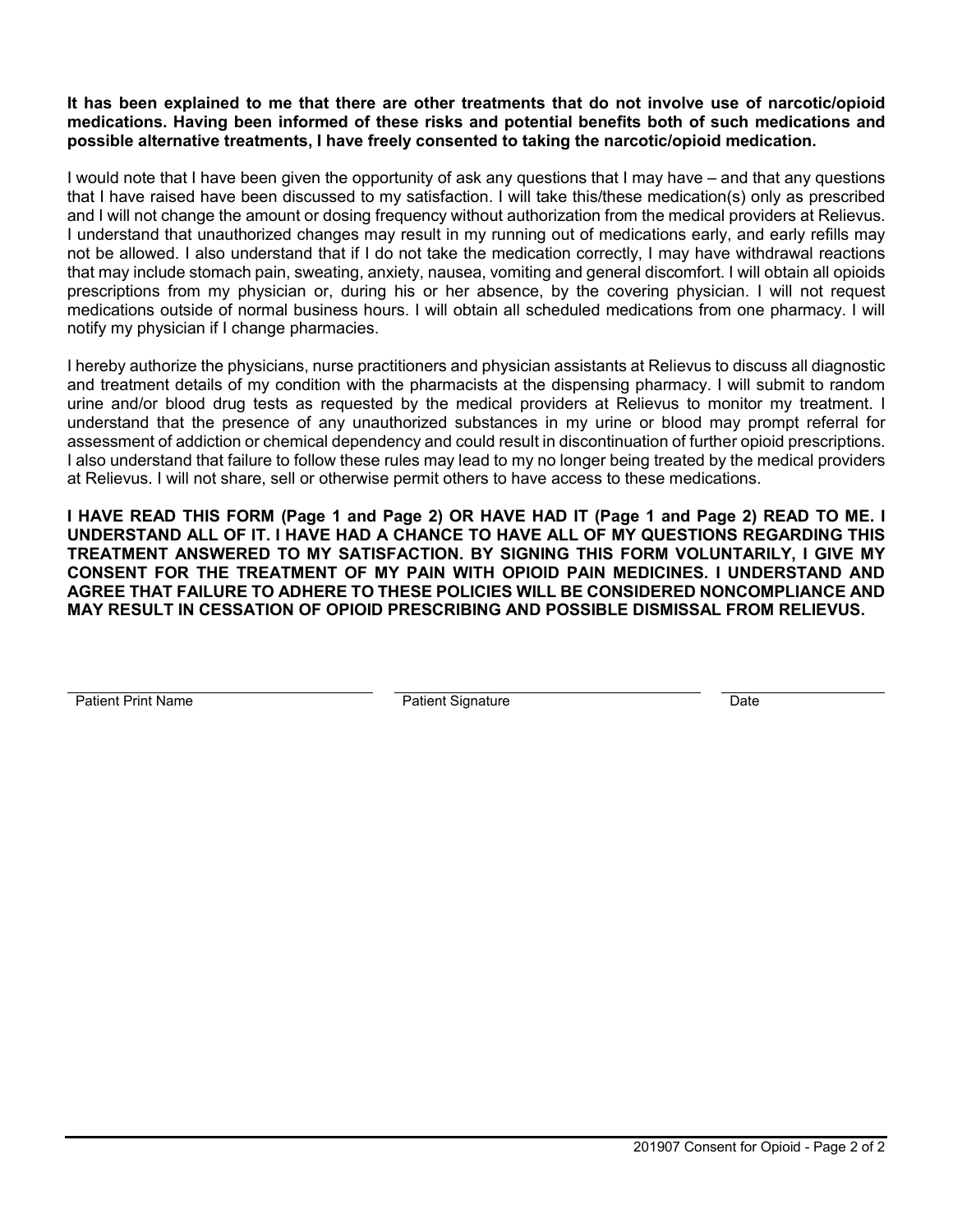**It has been explained to me that there are other treatments that do not involve use of narcotic/opioid medications. Having been informed of these risks and potential benefits both of such medications and possible alternative treatments, I have freely consented to taking the narcotic/opioid medication.**

I would note that I have been given the opportunity of ask any questions that I may have – and that any questions that I have raised have been discussed to my satisfaction. I will take this/these medication(s) only as prescribed and I will not change the amount or dosing frequency without authorization from the medical providers at Relievus. I understand that unauthorized changes may result in my running out of medications early, and early refills may not be allowed. I also understand that if I do not take the medication correctly, I may have withdrawal reactions that may include stomach pain, sweating, anxiety, nausea, vomiting and general discomfort. I will obtain all opioids prescriptions from my physician or, during his or her absence, by the covering physician. I will not request medications outside of normal business hours. I will obtain all scheduled medications from one pharmacy. I will notify my physician if I change pharmacies.

I hereby authorize the physicians, nurse practitioners and physician assistants at Relievus to discuss all diagnostic and treatment details of my condition with the pharmacists at the dispensing pharmacy. I will submit to random urine and/or blood drug tests as requested by the medical providers at Relievus to monitor my treatment. I understand that the presence of any unauthorized substances in my urine or blood may prompt referral for assessment of addiction or chemical dependency and could result in discontinuation of further opioid prescriptions. I also understand that failure to follow these rules may lead to my no longer being treated by the medical providers at Relievus. I will not share, sell or otherwise permit others to have access to these medications.

**I HAVE READ THIS FORM (Page 1 and Page 2) OR HAVE HAD IT (Page 1 and Page 2) READ TO ME. I UNDERSTAND ALL OF IT. I HAVE HAD A CHANCE TO HAVE ALL OF MY QUESTIONS REGARDING THIS TREATMENT ANSWERED TO MY SATISFACTION. BY SIGNING THIS FORM VOLUNTARILY, I GIVE MY CONSENT FOR THE TREATMENT OF MY PAIN WITH OPIOID PAIN MEDICINES. I UNDERSTAND AND AGREE THAT FAILURE TO ADHERE TO THESE POLICIES WILL BE CONSIDERED NONCOMPLIANCE AND MAY RESULT IN CESSATION OF OPIOID PRESCRIBING AND POSSIBLE DISMISSAL FROM RELIEVUS.**

| | | |
|---|---|---|
| Patient Print Name | Patient Signature | Date |

201907 Consent for Opioid